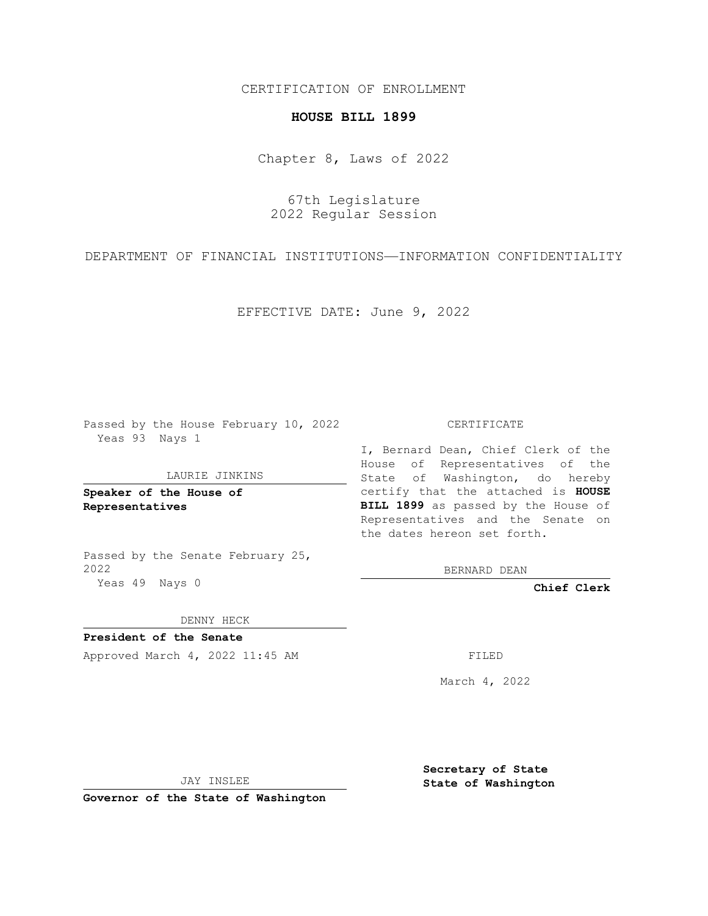CERTIFICATION OF ENROLLMENT

# HOUSE BILL 1899

Chapter 8, Laws of 2022

67th Legislature
2022 Regular Session

DEPARTMENT OF FINANCIAL INSTITUTIONS—INFORMATION CONFIDENTIALITY

EFFECTIVE DATE: June 9, 2022

Passed by the House February 10, 2022
Yeas 93 Nays 1

LAURIE JINKINS

**Speaker of the House of Representatives**

Passed by the Senate February 25, 2022
Yeas 49 Nays 0

DENNY HECK

**President of the Senate**

Approved March 4, 2022 11:45 AM

JAY INSLEE

**Governor of the State of Washington**

CERTIFICATE

I, Bernard Dean, Chief Clerk of the House of Representatives of the State of Washington, do hereby certify that the attached is **HOUSE BILL 1899** as passed by the House of Representatives and the Senate on the dates hereon set forth.

BERNARD DEAN

**Chief Clerk**

FILED

March 4, 2022

**Secretary of State**
**State of Washington**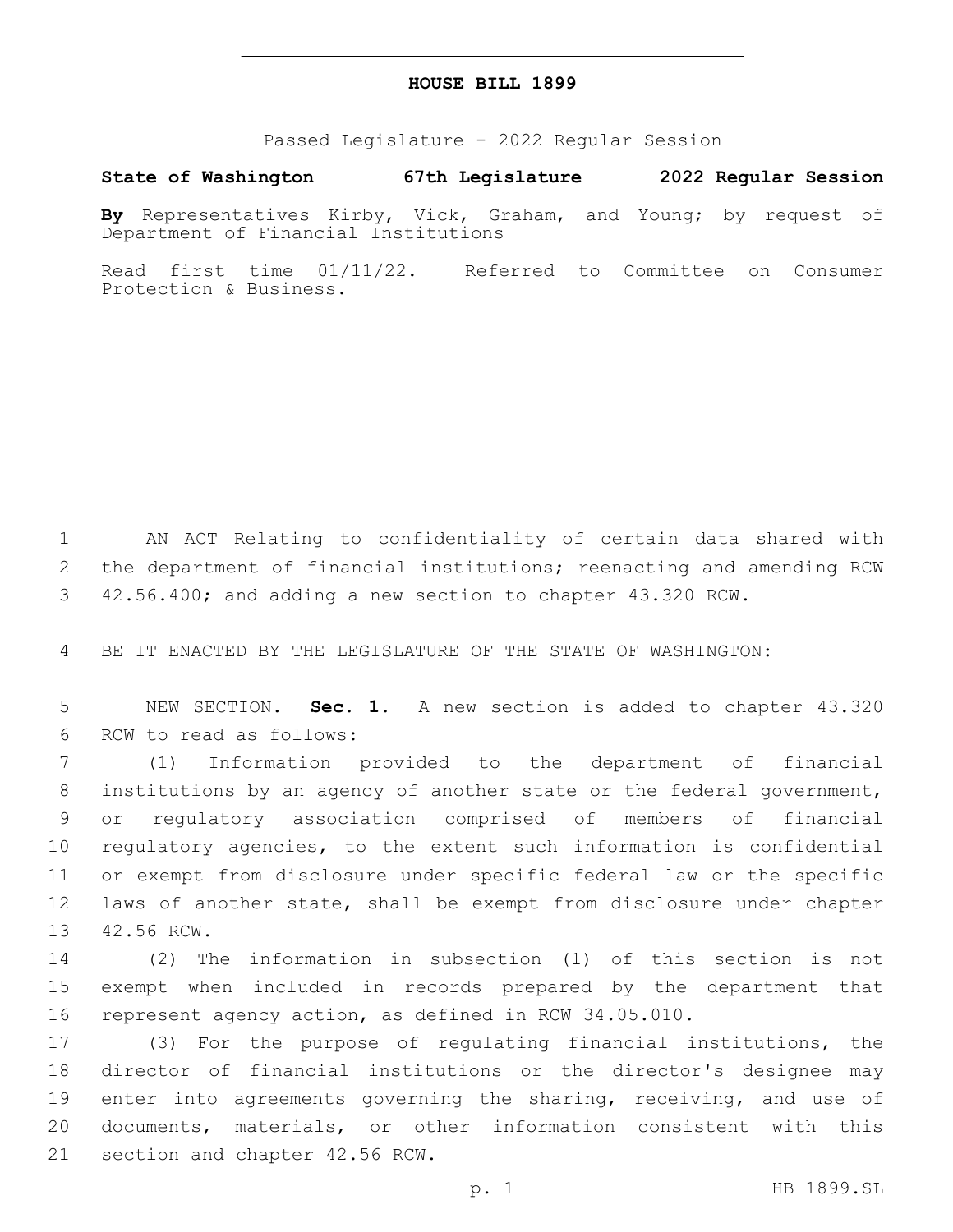# HOUSE BILL 1899

Passed Legislature - 2022 Regular Session

**State of Washington 67th Legislature 2022 Regular Session**

**By** Representatives Kirby, Vick, Graham, and Young; by request of Department of Financial Institutions

Read first time 01/11/22. Referred to Committee on Consumer Protection & Business.

AN ACT Relating to confidentiality of certain data shared with the department of financial institutions; reenacting and amending RCW 42.56.400; and adding a new section to chapter 43.320 RCW.

BE IT ENACTED BY THE LEGISLATURE OF THE STATE OF WASHINGTON:

NEW SECTION. **Sec. 1.** A new section is added to chapter 43.320 RCW to read as follows:

(1) Information provided to the department of financial institutions by an agency of another state or the federal government, or regulatory association comprised of members of financial regulatory agencies, to the extent such information is confidential or exempt from disclosure under specific federal law or the specific laws of another state, shall be exempt from disclosure under chapter 42.56 RCW.

(2) The information in subsection (1) of this section is not exempt when included in records prepared by the department that represent agency action, as defined in RCW 34.05.010.

(3) For the purpose of regulating financial institutions, the director of financial institutions or the director's designee may enter into agreements governing the sharing, receiving, and use of documents, materials, or other information consistent with this section and chapter 42.56 RCW.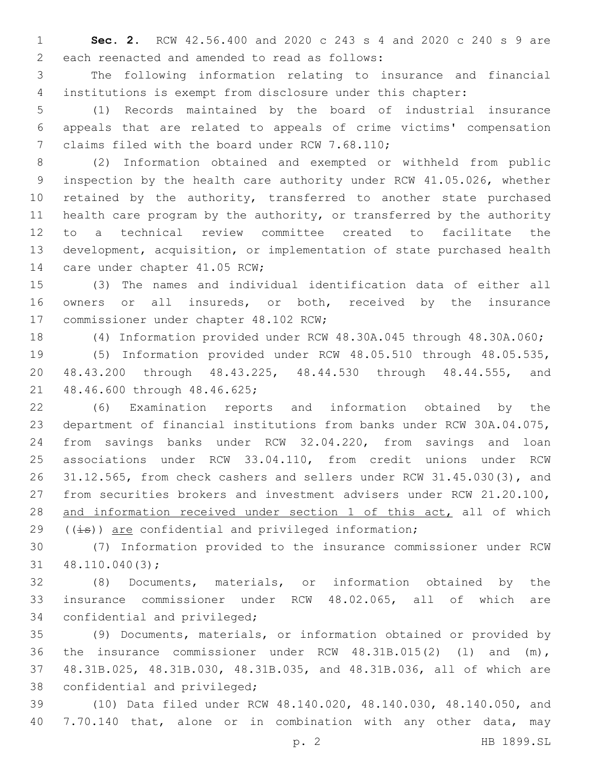**Sec. 2.** RCW 42.56.400 and 2020 c 243 s 4 and 2020 c 240 s 9 are each reenacted and amended to read as follows:

The following information relating to insurance and financial institutions is exempt from disclosure under this chapter:

(1) Records maintained by the board of industrial insurance appeals that are related to appeals of crime victims' compensation claims filed with the board under RCW 7.68.110;

(2) Information obtained and exempted or withheld from public inspection by the health care authority under RCW 41.05.026, whether retained by the authority, transferred to another state purchased health care program by the authority, or transferred by the authority to a technical review committee created to facilitate the development, acquisition, or implementation of state purchased health care under chapter 41.05 RCW;

(3) The names and individual identification data of either all owners or all insureds, or both, received by the insurance commissioner under chapter 48.102 RCW;

(4) Information provided under RCW 48.30A.045 through 48.30A.060;

(5) Information provided under RCW 48.05.510 through 48.05.535, 48.43.200 through 48.43.225, 48.44.530 through 48.44.555, and 48.46.600 through 48.46.625;

(6) Examination reports and information obtained by the department of financial institutions from banks under RCW 30A.04.075, from savings banks under RCW 32.04.220, from savings and loan associations under RCW 33.04.110, from credit unions under RCW 31.12.565, from check cashers and sellers under RCW 31.45.030(3), and from securities brokers and investment advisers under RCW 21.20.100, <u>and information received under section 1 of this act,</u> all of which ((~~is~~)) <u>are</u> confidential and privileged information;

(7) Information provided to the insurance commissioner under RCW 48.110.040(3);

(8) Documents, materials, or information obtained by the insurance commissioner under RCW 48.02.065, all of which are confidential and privileged;

(9) Documents, materials, or information obtained or provided by the insurance commissioner under RCW 48.31B.015(2) (l) and (m), 48.31B.025, 48.31B.030, 48.31B.035, and 48.31B.036, all of which are confidential and privileged;

(10) Data filed under RCW 48.140.020, 48.140.030, 48.140.050, and 7.70.140 that, alone or in combination with any other data, may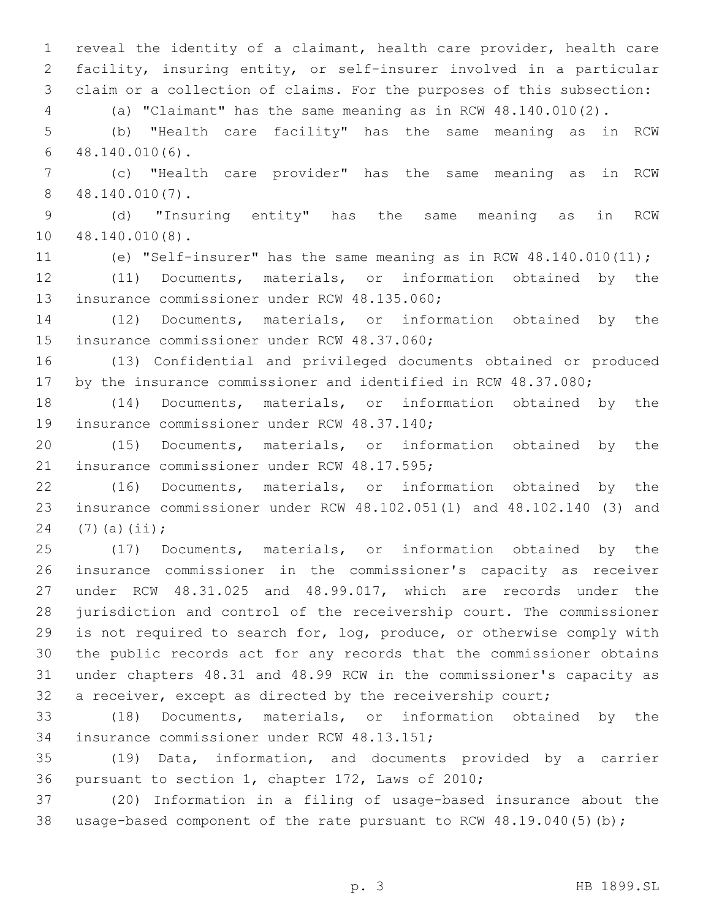reveal the identity of a claimant, health care provider, health care facility, insuring entity, or self-insurer involved in a particular claim or a collection of claims. For the purposes of this subsection:

(a) "Claimant" has the same meaning as in RCW 48.140.010(2).

(b) "Health care facility" has the same meaning as in RCW 48.140.010(6).

(c) "Health care provider" has the same meaning as in RCW 48.140.010(7).

(d) "Insuring entity" has the same meaning as in RCW 48.140.010(8).

(e) "Self-insurer" has the same meaning as in RCW 48.140.010(11);

(11) Documents, materials, or information obtained by the insurance commissioner under RCW 48.135.060;

(12) Documents, materials, or information obtained by the insurance commissioner under RCW 48.37.060;

(13) Confidential and privileged documents obtained or produced by the insurance commissioner and identified in RCW 48.37.080;

(14) Documents, materials, or information obtained by the insurance commissioner under RCW 48.37.140;

(15) Documents, materials, or information obtained by the insurance commissioner under RCW 48.17.595;

(16) Documents, materials, or information obtained by the insurance commissioner under RCW 48.102.051(1) and 48.102.140 (3) and (7)(a)(ii);

(17) Documents, materials, or information obtained by the insurance commissioner in the commissioner's capacity as receiver under RCW 48.31.025 and 48.99.017, which are records under the jurisdiction and control of the receivership court. The commissioner is not required to search for, log, produce, or otherwise comply with the public records act for any records that the commissioner obtains under chapters 48.31 and 48.99 RCW in the commissioner's capacity as a receiver, except as directed by the receivership court;

(18) Documents, materials, or information obtained by the insurance commissioner under RCW 48.13.151;

(19) Data, information, and documents provided by a carrier pursuant to section 1, chapter 172, Laws of 2010;

(20) Information in a filing of usage-based insurance about the usage-based component of the rate pursuant to RCW 48.19.040(5)(b);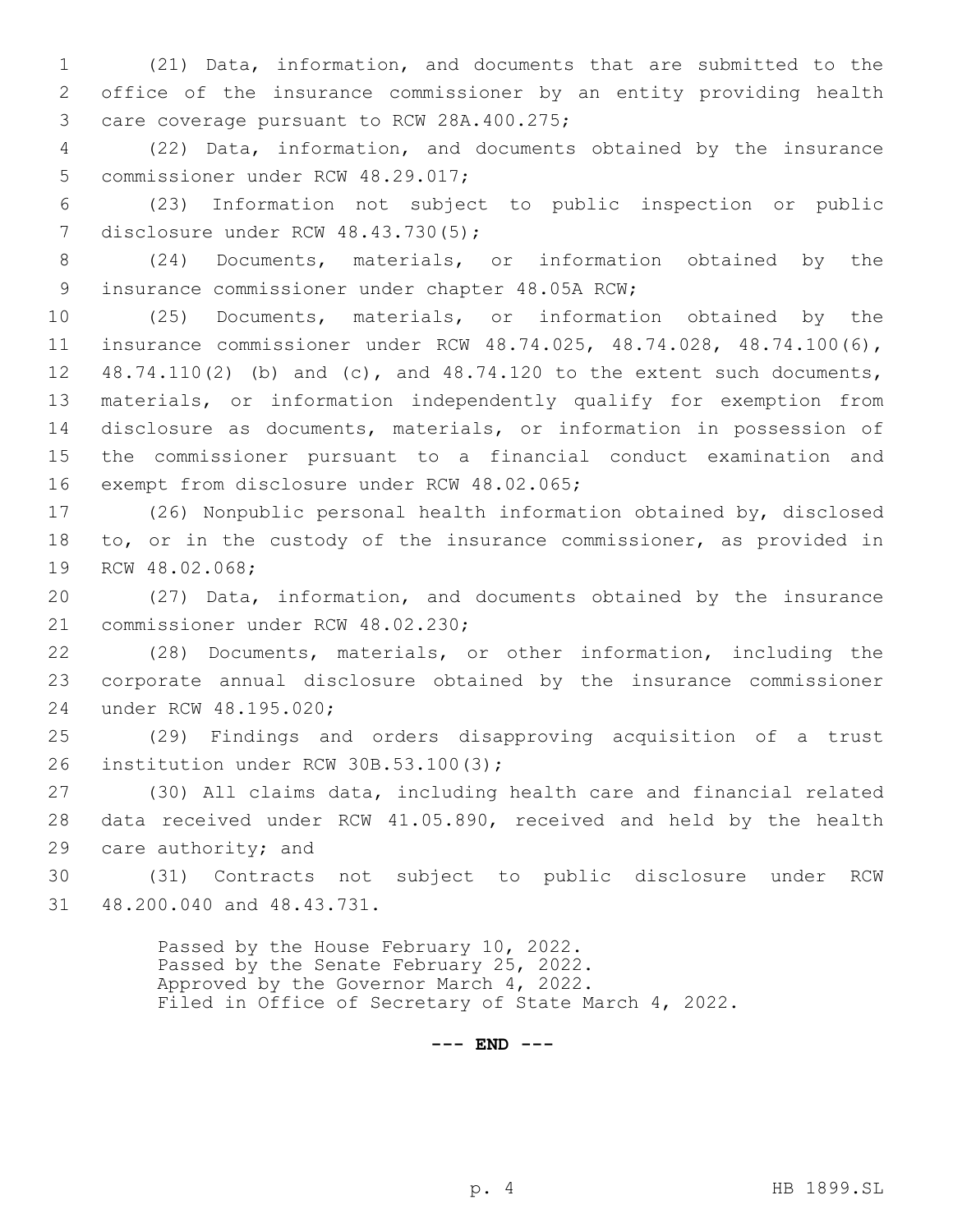(21) Data, information, and documents that are submitted to the office of the insurance commissioner by an entity providing health care coverage pursuant to RCW 28A.400.275;

(22) Data, information, and documents obtained by the insurance commissioner under RCW 48.29.017;

(23) Information not subject to public inspection or public disclosure under RCW 48.43.730(5);

(24) Documents, materials, or information obtained by the insurance commissioner under chapter 48.05A RCW;

(25) Documents, materials, or information obtained by the insurance commissioner under RCW 48.74.025, 48.74.028, 48.74.100(6), 48.74.110(2) (b) and (c), and 48.74.120 to the extent such documents, materials, or information independently qualify for exemption from disclosure as documents, materials, or information in possession of the commissioner pursuant to a financial conduct examination and exempt from disclosure under RCW 48.02.065;

(26) Nonpublic personal health information obtained by, disclosed to, or in the custody of the insurance commissioner, as provided in RCW 48.02.068;

(27) Data, information, and documents obtained by the insurance commissioner under RCW 48.02.230;

(28) Documents, materials, or other information, including the corporate annual disclosure obtained by the insurance commissioner under RCW 48.195.020;

(29) Findings and orders disapproving acquisition of a trust institution under RCW 30B.53.100(3);

(30) All claims data, including health care and financial related data received under RCW 41.05.890, received and held by the health care authority; and

(31) Contracts not subject to public disclosure under RCW 48.200.040 and 48.43.731.

Passed by the House February 10, 2022.
Passed by the Senate February 25, 2022.
Approved by the Governor March 4, 2022.
Filed in Office of Secretary of State March 4, 2022.

**--- END ---**